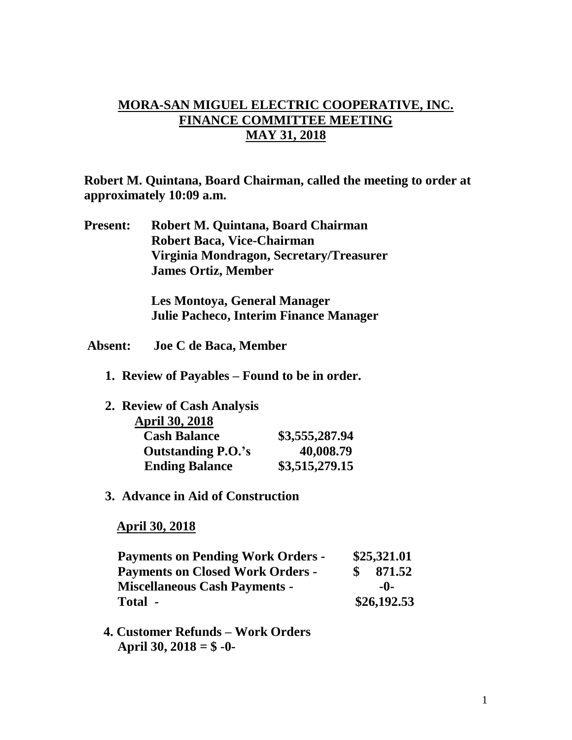# MORA-SAN MIGUEL ELECTRIC COOPERATIVE, INC.
## FINANCE COMMITTEE MEETING
## MAY 31, 2018

**Robert M. Quintana, Board Chairman, called the meeting to order at approximately 10:09 a.m.**

**Present:** **Robert M. Quintana, Board Chairman**
**Robert Baca, Vice-Chairman**
**Virginia Mondragon, Secretary/Treasurer**
**James Ortiz, Member**

**Les Montoya, General Manager**
**Julie Pacheco, Interim Finance Manager**

**Absent:** **Joe C de Baca, Member**

1. **Review of Payables – Found to be in order.**

2. **Review of Cash Analysis**

   **April 30, 2018**

| | |
|---|---|
| **Cash Balance** | **\$3,555,287.94** |
| **Outstanding P.O.'s** | **40,008.79** |
| **Ending Balance** | **\$3,515,279.15** |

3. **Advance in Aid of Construction**

   **April 30, 2018**

| | |
|---|---|
| **Payments on Pending Work Orders -** | **\$25,321.01** |
| **Payments on Closed Work Orders -** | **\$ 871.52** |
| **Miscellaneous Cash Payments -** | **-0-** |
| **Total -** | **\$26,192.53** |

4. **Customer Refunds – Work Orders**
   **April 30, 2018 = \$ -0-**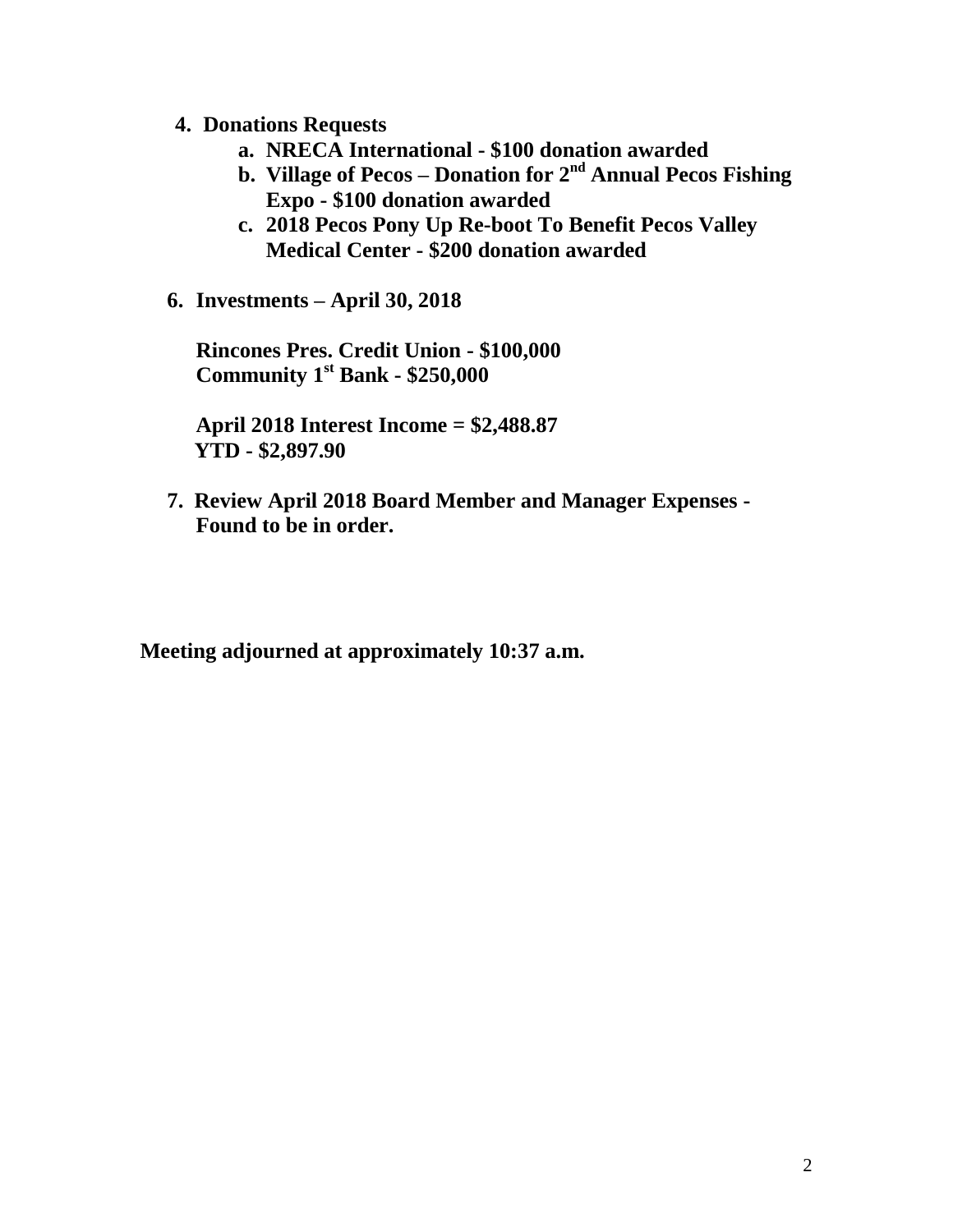**4. Donations Requests**

- **a. NRECA International - $100 donation awarded**
- **b. Village of Pecos – Donation for 2nd Annual Pecos Fishing Expo - $100 donation awarded**
- **c. 2018 Pecos Pony Up Re-boot To Benefit Pecos Valley Medical Center - $200 donation awarded**

**6. Investments – April 30, 2018**

**Rincones Pres. Credit Union - $100,000**
**Community 1st Bank - $250,000**

**April 2018 Interest Income = $2,488.87**
**YTD - $2,897.90**

**7. Review April 2018 Board Member and Manager Expenses - Found to be in order.**

**Meeting adjourned at approximately 10:37 a.m.**